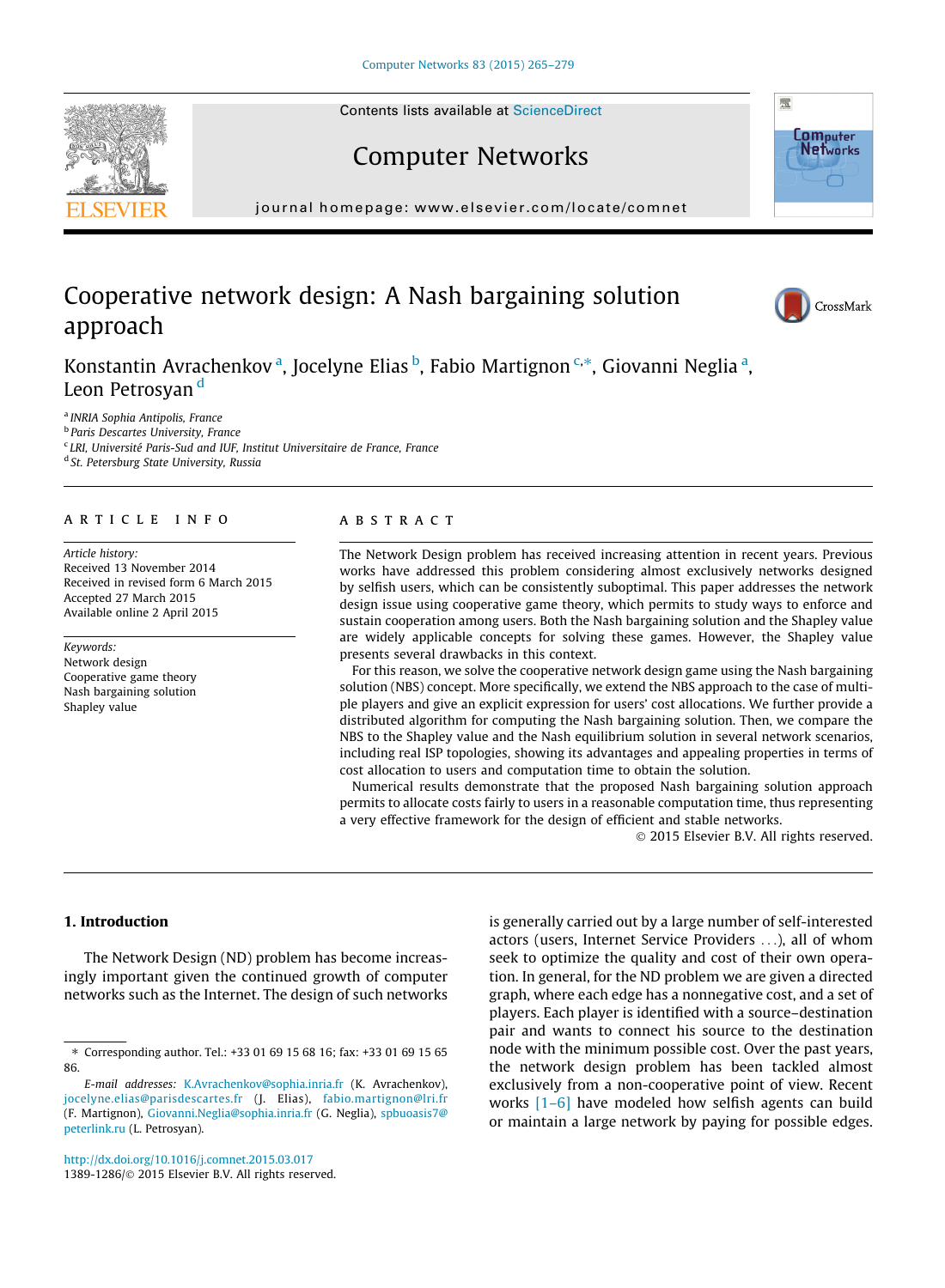# Cooperative network design: A Nash bargaining solution approach

Konstantin Avrachenkov [a], Jocelyne Elias [b], Fabio Martignon [c,*], Giovanni Neglia [a], Leon Petrosyan [d]

[a] INRIA Sophia Antipolis, France
[b] Paris Descartes University, France
[c] LRI, Université Paris-Sud and IUF, Institut Universitaire de France, France
[d] St. Petersburg State University, Russia

## ARTICLE INFO

*Article history:*
Received 13 November 2014
Received in revised form 6 March 2015
Accepted 27 March 2015
Available online 2 April 2015

*Keywords:*
Network design
Cooperative game theory
Nash bargaining solution
Shapley value

## ABSTRACT

The Network Design problem has received increasing attention in recent years. Previous works have addressed this problem considering almost exclusively networks designed by selfish users, which can be consistently suboptimal. This paper addresses the network design issue using cooperative game theory, which permits to study ways to enforce and sustain cooperation among users. Both the Nash bargaining solution and the Shapley value are widely applicable concepts for solving these games. However, the Shapley value presents several drawbacks in this context.

For this reason, we solve the cooperative network design game using the Nash bargaining solution (NBS) concept. More specifically, we extend the NBS approach to the case of multiple players and give an explicit expression for users' cost allocations. We further provide a distributed algorithm for computing the Nash bargaining solution. Then, we compare the NBS to the Shapley value and the Nash equilibrium solution in several network scenarios, including real ISP topologies, showing its advantages and appealing properties in terms of cost allocation to users and computation time to obtain the solution.

Numerical results demonstrate that the proposed Nash bargaining solution approach permits to allocate costs fairly to users in a reasonable computation time, thus representing a very effective framework for the design of efficient and stable networks.

© 2015 Elsevier B.V. All rights reserved.

## 1. Introduction

The Network Design (ND) problem has become increasingly important given the continued growth of computer networks such as the Internet. The design of such networks is generally carried out by a large number of self-interested actors (users, Internet Service Providers ...), all of whom seek to optimize the quality and cost of their own operation. In general, for the ND problem we are given a directed graph, where each edge has a nonnegative cost, and a set of players. Each player is identified with a source–destination pair and wants to connect his source to the destination node with the minimum possible cost. Over the past years, the network design problem has been tackled almost exclusively from a non-cooperative point of view. Recent works [1–6] have modeled how selfish agents can build or maintain a large network by paying for possible edges.

* Corresponding author. Tel.: +33 01 69 15 68 16; fax: +33 01 69 15 65 86.

*E-mail addresses:* K.Avrachenkov@sophia.inria.fr (K. Avrachenkov), jocelyne.elias@parisdescartes.fr (J. Elias), fabio.martignon@lri.fr (F. Martignon), Giovanni.Neglia@sophia.inria.fr (G. Neglia), spbuoasis7@peterlink.ru (L. Petrosyan).

http://dx.doi.org/10.1016/j.comnet.2015.03.017
1389-1286/© 2015 Elsevier B.V. All rights reserved.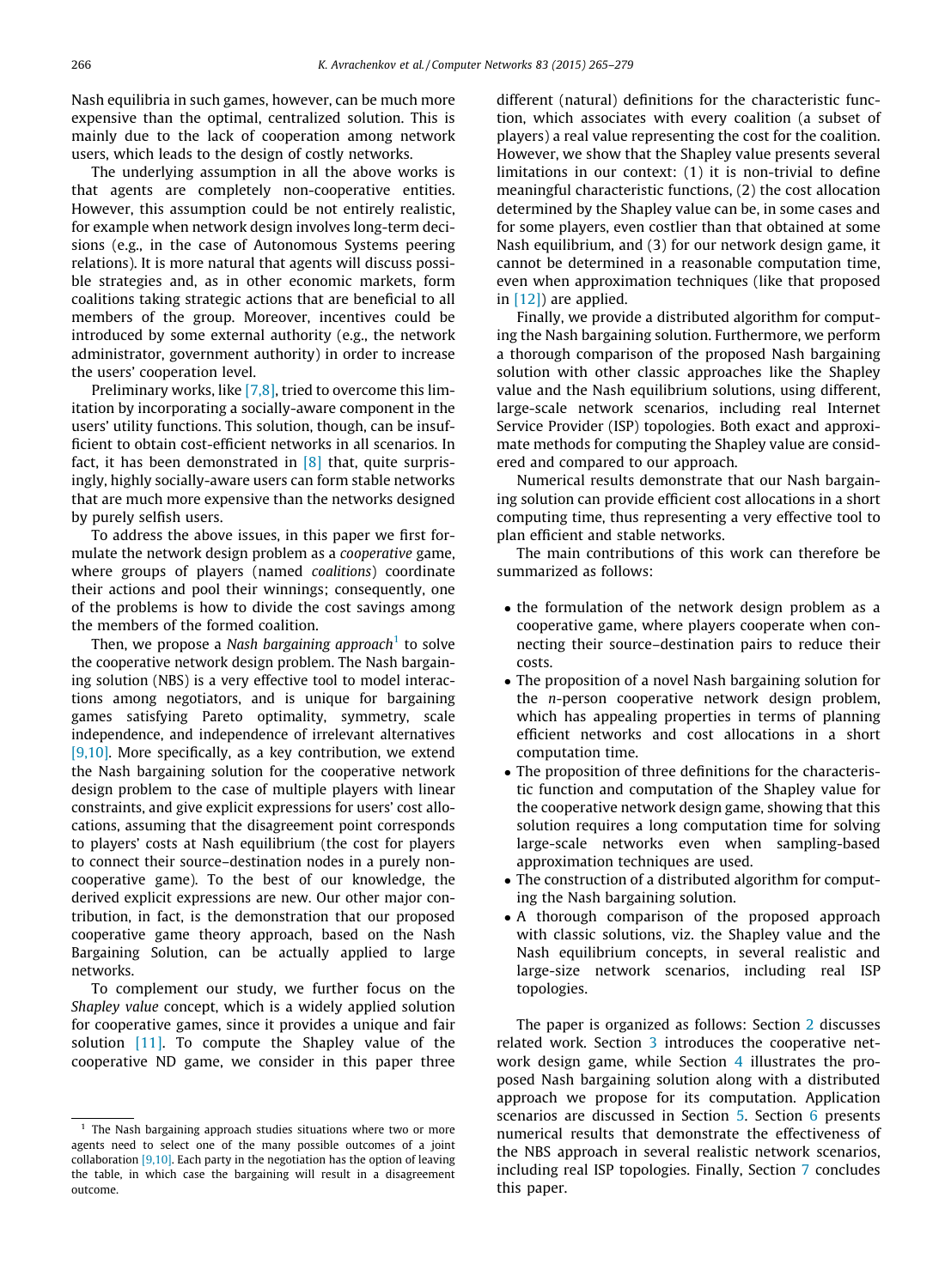Nash equilibria in such games, however, can be much more expensive than the optimal, centralized solution. This is mainly due to the lack of cooperation among network users, which leads to the design of costly networks.

The underlying assumption in all the above works is that agents are completely non-cooperative entities. However, this assumption could be not entirely realistic, for example when network design involves long-term decisions (e.g., in the case of Autonomous Systems peering relations). It is more natural that agents will discuss possible strategies and, as in other economic markets, form coalitions taking strategic actions that are beneficial to all members of the group. Moreover, incentives could be introduced by some external authority (e.g., the network administrator, government authority) in order to increase the users' cooperation level.

Preliminary works, like [7,8], tried to overcome this limitation by incorporating a socially-aware component in the users' utility functions. This solution, though, can be insufficient to obtain cost-efficient networks in all scenarios. In fact, it has been demonstrated in [8] that, quite surprisingly, highly socially-aware users can form stable networks that are much more expensive than the networks designed by purely selfish users.

To address the above issues, in this paper we first formulate the network design problem as a *cooperative* game, where groups of players (named *coalitions*) coordinate their actions and pool their winnings; consequently, one of the problems is how to divide the cost savings among the members of the formed coalition.

Then, we propose a *Nash bargaining approach*[1] to solve the cooperative network design problem. The Nash bargaining solution (NBS) is a very effective tool to model interactions among negotiators, and is unique for bargaining games satisfying Pareto optimality, symmetry, scale independence, and independence of irrelevant alternatives [9,10]. More specifically, as a key contribution, we extend the Nash bargaining solution for the cooperative network design problem to the case of multiple players with linear constraints, and give explicit expressions for users' cost allocations, assuming that the disagreement point corresponds to players' costs at Nash equilibrium (the cost for players to connect their source–destination nodes in a purely non-cooperative game). To the best of our knowledge, the derived explicit expressions are new. Our other major contribution, in fact, is the demonstration that our proposed cooperative game theory approach, based on the Nash Bargaining Solution, can be actually applied to large networks.

To complement our study, we further focus on the *Shapley value* concept, which is a widely applied solution for cooperative games, since it provides a unique and fair solution [11]. To compute the Shapley value of the cooperative ND game, we consider in this paper three different (natural) definitions for the characteristic function, which associates with every coalition (a subset of players) a real value representing the cost for the coalition. However, we show that the Shapley value presents several limitations in our context: (1) it is non-trivial to define meaningful characteristic functions, (2) the cost allocation determined by the Shapley value can be, in some cases and for some players, even costlier than that obtained at some Nash equilibrium, and (3) for our network design game, it cannot be determined in a reasonable computation time, even when approximation techniques (like that proposed in [12]) are applied.

Finally, we provide a distributed algorithm for computing the Nash bargaining solution. Furthermore, we perform a thorough comparison of the proposed Nash bargaining solution with other classic approaches like the Shapley value and the Nash equilibrium solutions, using different, large-scale network scenarios, including real Internet Service Provider (ISP) topologies. Both exact and approximate methods for computing the Shapley value are considered and compared to our approach.

Numerical results demonstrate that our Nash bargaining solution can provide efficient cost allocations in a short computing time, thus representing a very effective tool to plan efficient and stable networks.

The main contributions of this work can therefore be summarized as follows:

- the formulation of the network design problem as a cooperative game, where players cooperate when connecting their source–destination pairs to reduce their costs.
- The proposition of a novel Nash bargaining solution for the $n$-person cooperative network design problem, which has appealing properties in terms of planning efficient networks and cost allocations in a short computation time.
- The proposition of three definitions for the characteristic function and computation of the Shapley value for the cooperative network design game, showing that this solution requires a long computation time for solving large-scale networks even when sampling-based approximation techniques are used.
- The construction of a distributed algorithm for computing the Nash bargaining solution.
- A thorough comparison of the proposed approach with classic solutions, viz. the Shapley value and the Nash equilibrium concepts, in several realistic and large-size network scenarios, including real ISP topologies.

The paper is organized as follows: Section 2 discusses related work. Section 3 introduces the cooperative network design game, while Section 4 illustrates the proposed Nash bargaining solution along with a distributed approach we propose for its computation. Application scenarios are discussed in Section 5. Section 6 presents numerical results that demonstrate the effectiveness of the NBS approach in several realistic network scenarios, including real ISP topologies. Finally, Section 7 concludes this paper.

[1] The Nash bargaining approach studies situations where two or more agents need to select one of the many possible outcomes of a joint collaboration [9,10]. Each party in the negotiation has the option of leaving the table, in which case the bargaining will result in a disagreement outcome.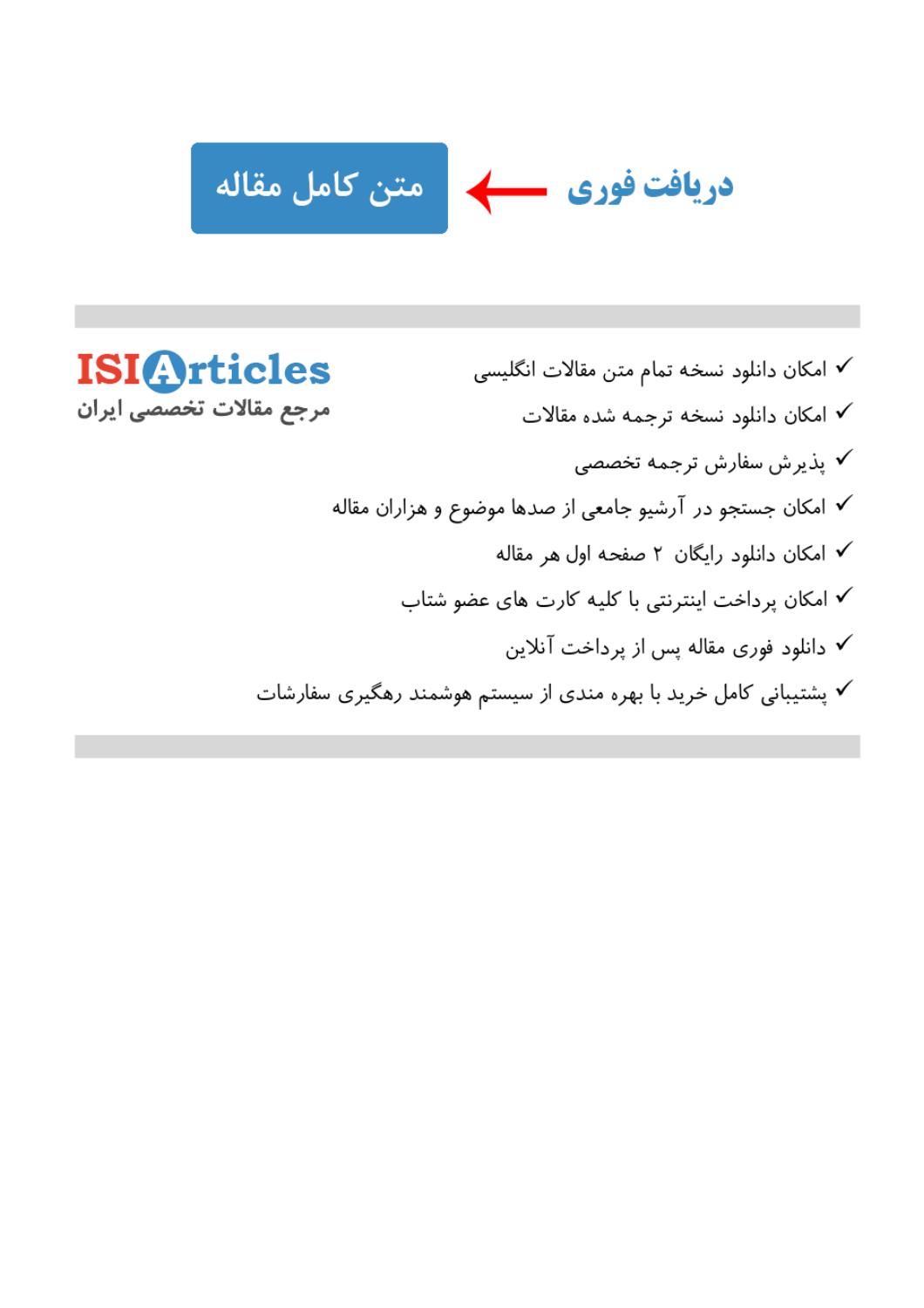دریافت فوری ← متن کامل مقاله

**ISIArticles**
مرجع مقالات تخصصی ایران

- ✓ امکان دانلود نسخه تمام متن مقالات انگلیسی
- ✓ امکان دانلود نسخه ترجمه شده مقالات
- ✓ پذیرش سفارش ترجمه تخصصی
- ✓ امکان جستجو در آرشیو جامعی از صدها موضوع و هزاران مقاله
- ✓ امکان دانلود رایگان ۲ صفحه اول هر مقاله
- ✓ امکان پرداخت اینترنتی با کلیه کارت های عضو شتاب
- ✓ دانلود فوری مقاله پس از پرداخت آنلاین
- ✓ پشتیبانی کامل خرید با بهره مندی از سیستم هوشمند رهگیری سفارشات